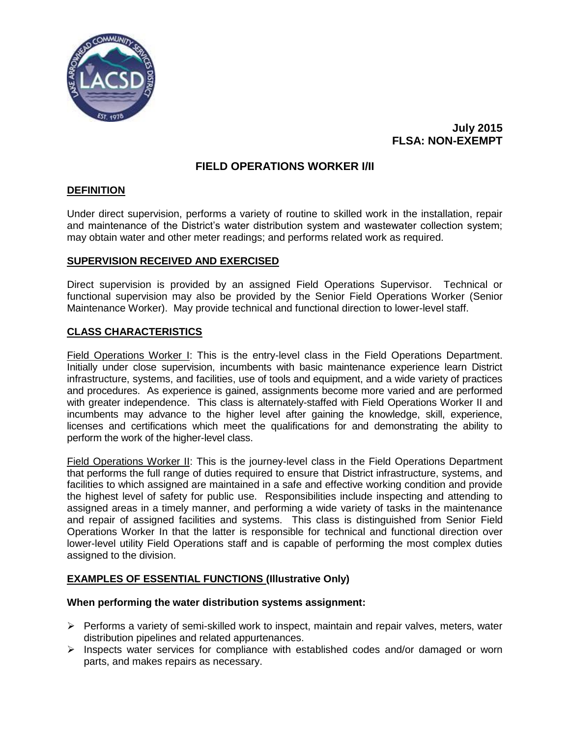**July 2015**
**FLSA: NON-EXEMPT**

# FIELD OPERATIONS WORKER I/II

## DEFINITION

Under direct supervision, performs a variety of routine to skilled work in the installation, repair and maintenance of the District's water distribution system and wastewater collection system; may obtain water and other meter readings; and performs related work as required.

## SUPERVISION RECEIVED AND EXERCISED

Direct supervision is provided by an assigned Field Operations Supervisor. Technical or functional supervision may also be provided by the Senior Field Operations Worker (Senior Maintenance Worker). May provide technical and functional direction to lower-level staff.

## CLASS CHARACTERISTICS

Field Operations Worker I: This is the entry-level class in the Field Operations Department. Initially under close supervision, incumbents with basic maintenance experience learn District infrastructure, systems, and facilities, use of tools and equipment, and a wide variety of practices and procedures. As experience is gained, assignments become more varied and are performed with greater independence. This class is alternately-staffed with Field Operations Worker II and incumbents may advance to the higher level after gaining the knowledge, skill, experience, licenses and certifications which meet the qualifications for and demonstrating the ability to perform the work of the higher-level class.

Field Operations Worker II: This is the journey-level class in the Field Operations Department that performs the full range of duties required to ensure that District infrastructure, systems, and facilities to which assigned are maintained in a safe and effective working condition and provide the highest level of safety for public use. Responsibilities include inspecting and attending to assigned areas in a timely manner, and performing a wide variety of tasks in the maintenance and repair of assigned facilities and systems. This class is distinguished from Senior Field Operations Worker In that the latter is responsible for technical and functional direction over lower-level utility Field Operations staff and is capable of performing the most complex duties assigned to the division.

## EXAMPLES OF ESSENTIAL FUNCTIONS (Illustrative Only)

**When performing the water distribution systems assignment:**

- Performs a variety of semi-skilled work to inspect, maintain and repair valves, meters, water distribution pipelines and related appurtenances.
- Inspects water services for compliance with established codes and/or damaged or worn parts, and makes repairs as necessary.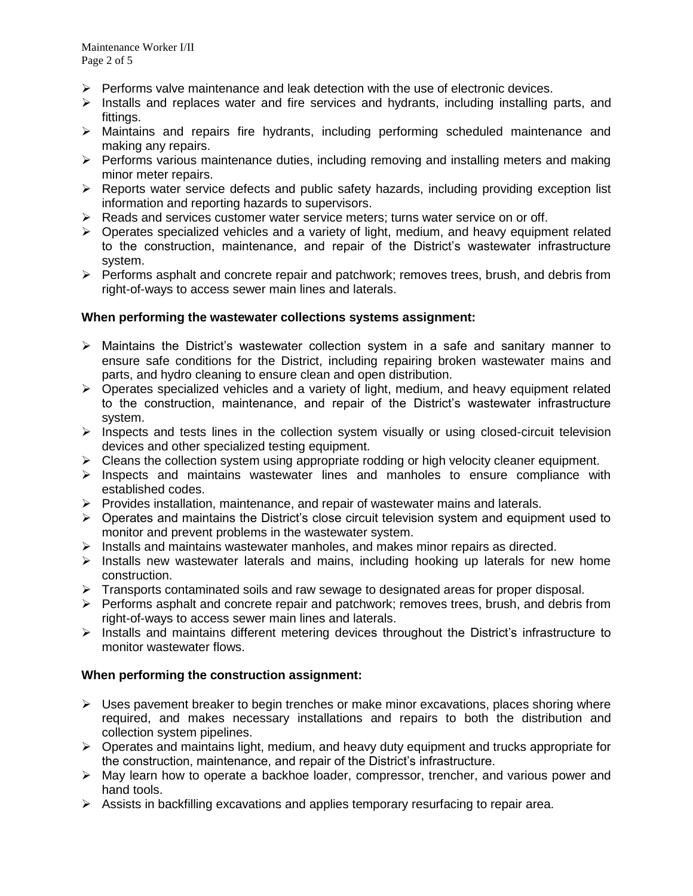- Performs valve maintenance and leak detection with the use of electronic devices.
- Installs and replaces water and fire services and hydrants, including installing parts, and fittings.
- Maintains and repairs fire hydrants, including performing scheduled maintenance and making any repairs.
- Performs various maintenance duties, including removing and installing meters and making minor meter repairs.
- Reports water service defects and public safety hazards, including providing exception list information and reporting hazards to supervisors.
- Reads and services customer water service meters; turns water service on or off.
- Operates specialized vehicles and a variety of light, medium, and heavy equipment related to the construction, maintenance, and repair of the District's wastewater infrastructure system.
- Performs asphalt and concrete repair and patchwork; removes trees, brush, and debris from right-of-ways to access sewer main lines and laterals.

**When performing the wastewater collections systems assignment:**

- Maintains the District's wastewater collection system in a safe and sanitary manner to ensure safe conditions for the District, including repairing broken wastewater mains and parts, and hydro cleaning to ensure clean and open distribution.
- Operates specialized vehicles and a variety of light, medium, and heavy equipment related to the construction, maintenance, and repair of the District's wastewater infrastructure system.
- Inspects and tests lines in the collection system visually or using closed-circuit television devices and other specialized testing equipment.
- Cleans the collection system using appropriate rodding or high velocity cleaner equipment.
- Inspects and maintains wastewater lines and manholes to ensure compliance with established codes.
- Provides installation, maintenance, and repair of wastewater mains and laterals.
- Operates and maintains the District's close circuit television system and equipment used to monitor and prevent problems in the wastewater system.
- Installs and maintains wastewater manholes, and makes minor repairs as directed.
- Installs new wastewater laterals and mains, including hooking up laterals for new home construction.
- Transports contaminated soils and raw sewage to designated areas for proper disposal.
- Performs asphalt and concrete repair and patchwork; removes trees, brush, and debris from right-of-ways to access sewer main lines and laterals.
- Installs and maintains different metering devices throughout the District's infrastructure to monitor wastewater flows.

**When performing the construction assignment:**

- Uses pavement breaker to begin trenches or make minor excavations, places shoring where required, and makes necessary installations and repairs to both the distribution and collection system pipelines.
- Operates and maintains light, medium, and heavy duty equipment and trucks appropriate for the construction, maintenance, and repair of the District's infrastructure.
- May learn how to operate a backhoe loader, compressor, trencher, and various power and hand tools.
- Assists in backfilling excavations and applies temporary resurfacing to repair area.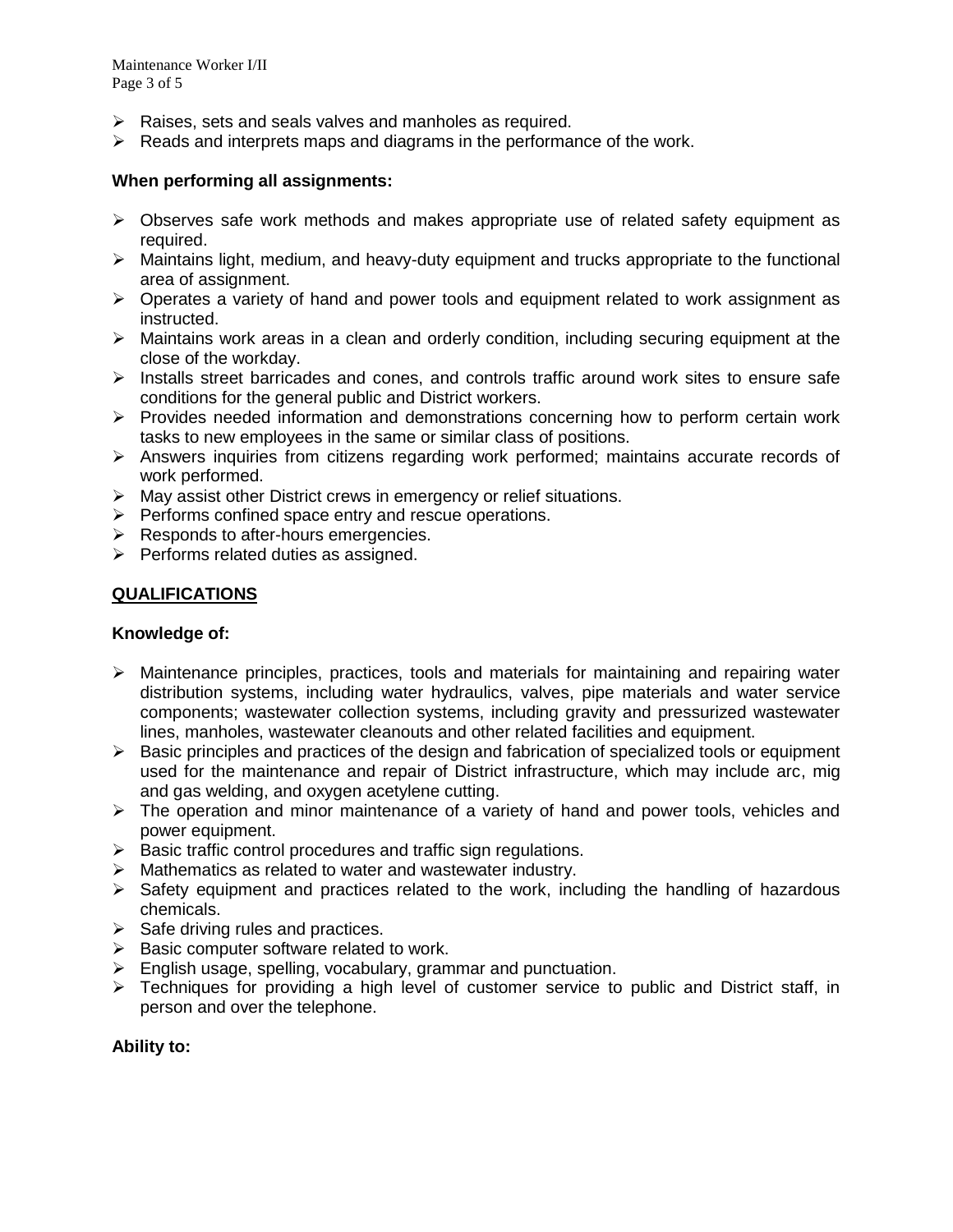- Raises, sets and seals valves and manholes as required.
- Reads and interprets maps and diagrams in the performance of the work.

**When performing all assignments:**

- Observes safe work methods and makes appropriate use of related safety equipment as required.
- Maintains light, medium, and heavy-duty equipment and trucks appropriate to the functional area of assignment.
- Operates a variety of hand and power tools and equipment related to work assignment as instructed.
- Maintains work areas in a clean and orderly condition, including securing equipment at the close of the workday.
- Installs street barricades and cones, and controls traffic around work sites to ensure safe conditions for the general public and District workers.
- Provides needed information and demonstrations concerning how to perform certain work tasks to new employees in the same or similar class of positions.
- Answers inquiries from citizens regarding work performed; maintains accurate records of work performed.
- May assist other District crews in emergency or relief situations.
- Performs confined space entry and rescue operations.
- Responds to after-hours emergencies.
- Performs related duties as assigned.

## QUALIFICATIONS

**Knowledge of:**

- Maintenance principles, practices, tools and materials for maintaining and repairing water distribution systems, including water hydraulics, valves, pipe materials and water service components; wastewater collection systems, including gravity and pressurized wastewater lines, manholes, wastewater cleanouts and other related facilities and equipment.
- Basic principles and practices of the design and fabrication of specialized tools or equipment used for the maintenance and repair of District infrastructure, which may include arc, mig and gas welding, and oxygen acetylene cutting.
- The operation and minor maintenance of a variety of hand and power tools, vehicles and power equipment.
- Basic traffic control procedures and traffic sign regulations.
- Mathematics as related to water and wastewater industry.
- Safety equipment and practices related to the work, including the handling of hazardous chemicals.
- Safe driving rules and practices.
- Basic computer software related to work.
- English usage, spelling, vocabulary, grammar and punctuation.
- Techniques for providing a high level of customer service to public and District staff, in person and over the telephone.

**Ability to:**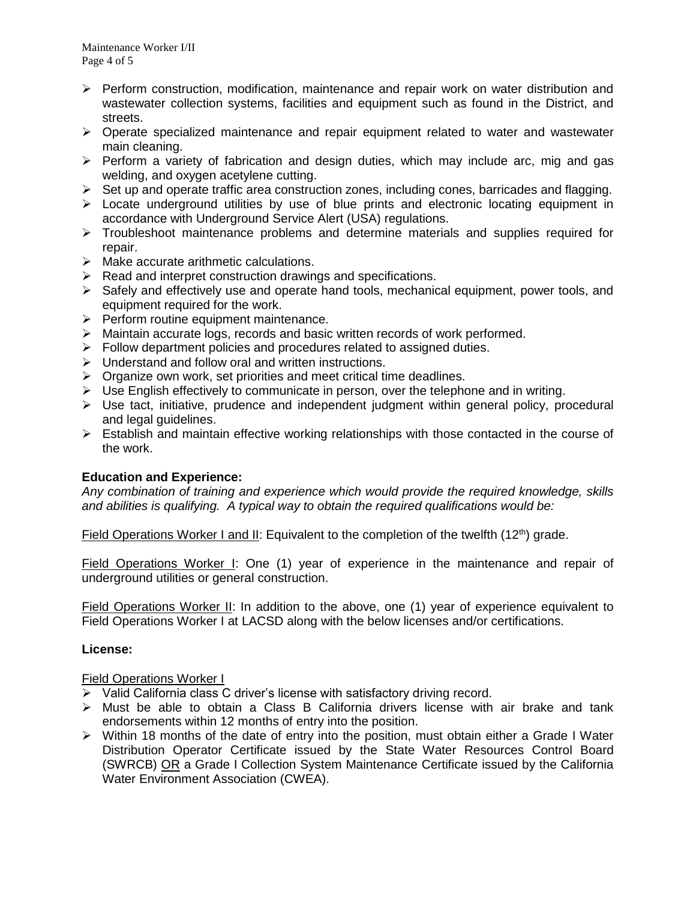- Perform construction, modification, maintenance and repair work on water distribution and wastewater collection systems, facilities and equipment such as found in the District, and streets.
- Operate specialized maintenance and repair equipment related to water and wastewater main cleaning.
- Perform a variety of fabrication and design duties, which may include arc, mig and gas welding, and oxygen acetylene cutting.
- Set up and operate traffic area construction zones, including cones, barricades and flagging.
- Locate underground utilities by use of blue prints and electronic locating equipment in accordance with Underground Service Alert (USA) regulations.
- Troubleshoot maintenance problems and determine materials and supplies required for repair.
- Make accurate arithmetic calculations.
- Read and interpret construction drawings and specifications.
- Safely and effectively use and operate hand tools, mechanical equipment, power tools, and equipment required for the work.
- Perform routine equipment maintenance.
- Maintain accurate logs, records and basic written records of work performed.
- Follow department policies and procedures related to assigned duties.
- Understand and follow oral and written instructions.
- Organize own work, set priorities and meet critical time deadlines.
- Use English effectively to communicate in person, over the telephone and in writing.
- Use tact, initiative, prudence and independent judgment within general policy, procedural and legal guidelines.
- Establish and maintain effective working relationships with those contacted in the course of the work.

**Education and Experience:**

*Any combination of training and experience which would provide the required knowledge, skills and abilities is qualifying. A typical way to obtain the required qualifications would be:*

Field Operations Worker I and II: Equivalent to the completion of the twelfth (12th) grade.

Field Operations Worker I: One (1) year of experience in the maintenance and repair of underground utilities or general construction.

Field Operations Worker II: In addition to the above, one (1) year of experience equivalent to Field Operations Worker I at LACSD along with the below licenses and/or certifications.

**License:**

Field Operations Worker I

- Valid California class C driver's license with satisfactory driving record.
- Must be able to obtain a Class B California drivers license with air brake and tank endorsements within 12 months of entry into the position.
- Within 18 months of the date of entry into the position, must obtain either a Grade I Water Distribution Operator Certificate issued by the State Water Resources Control Board (SWRCB) OR a Grade I Collection System Maintenance Certificate issued by the California Water Environment Association (CWEA).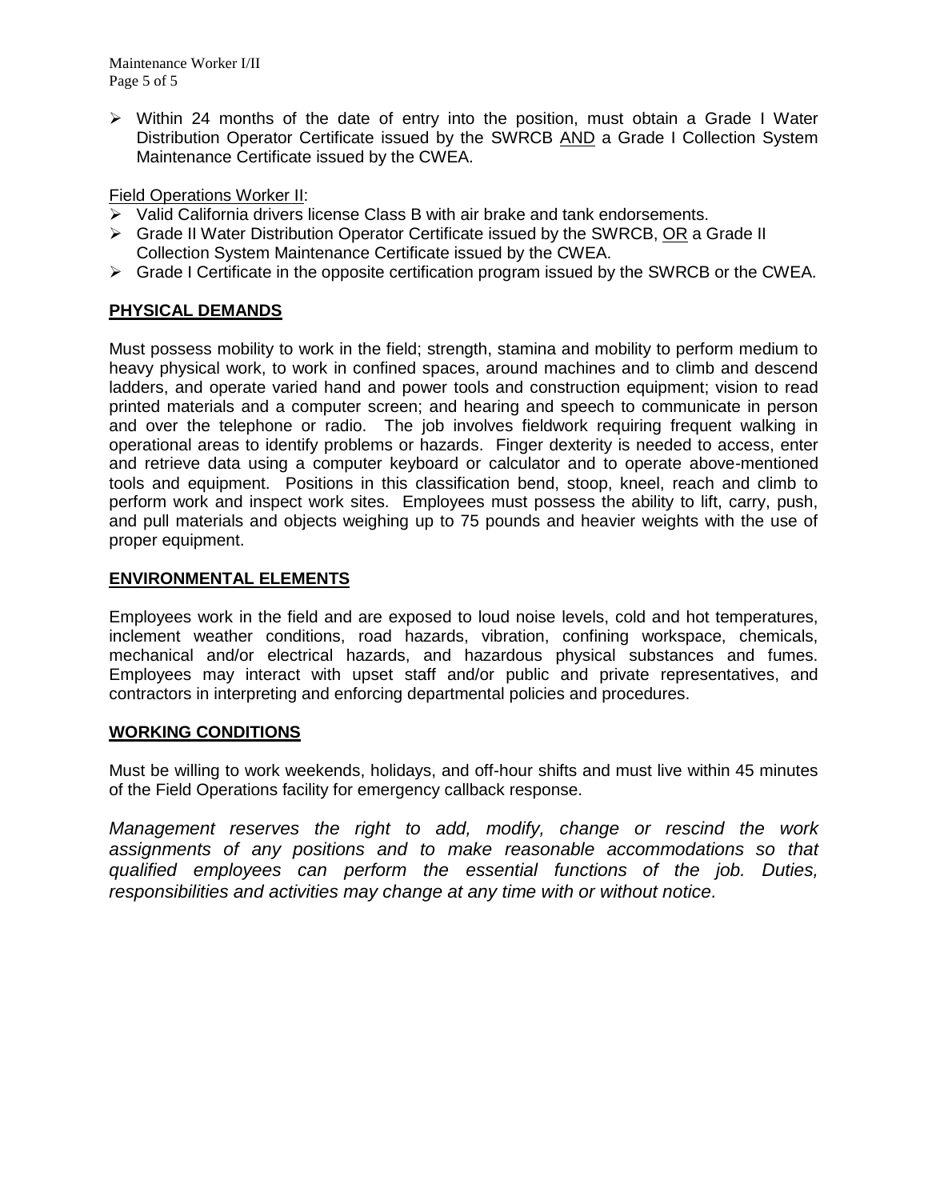- Within 24 months of the date of entry into the position, must obtain a Grade I Water Distribution Operator Certificate issued by the SWRCB AND a Grade I Collection System Maintenance Certificate issued by the CWEA.

Field Operations Worker II:

- Valid California drivers license Class B with air brake and tank endorsements.
- Grade II Water Distribution Operator Certificate issued by the SWRCB, OR a Grade II Collection System Maintenance Certificate issued by the CWEA.
- Grade I Certificate in the opposite certification program issued by the SWRCB or the CWEA.

## PHYSICAL DEMANDS

Must possess mobility to work in the field; strength, stamina and mobility to perform medium to heavy physical work, to work in confined spaces, around machines and to climb and descend ladders, and operate varied hand and power tools and construction equipment; vision to read printed materials and a computer screen; and hearing and speech to communicate in person and over the telephone or radio. The job involves fieldwork requiring frequent walking in operational areas to identify problems or hazards. Finger dexterity is needed to access, enter and retrieve data using a computer keyboard or calculator and to operate above-mentioned tools and equipment. Positions in this classification bend, stoop, kneel, reach and climb to perform work and inspect work sites. Employees must possess the ability to lift, carry, push, and pull materials and objects weighing up to 75 pounds and heavier weights with the use of proper equipment.

## ENVIRONMENTAL ELEMENTS

Employees work in the field and are exposed to loud noise levels, cold and hot temperatures, inclement weather conditions, road hazards, vibration, confining workspace, chemicals, mechanical and/or electrical hazards, and hazardous physical substances and fumes. Employees may interact with upset staff and/or public and private representatives, and contractors in interpreting and enforcing departmental policies and procedures.

## WORKING CONDITIONS

Must be willing to work weekends, holidays, and off-hour shifts and must live within 45 minutes of the Field Operations facility for emergency callback response.

*Management reserves the right to add, modify, change or rescind the work assignments of any positions and to make reasonable accommodations so that qualified employees can perform the essential functions of the job. Duties, responsibilities and activities may change at any time with or without notice.*